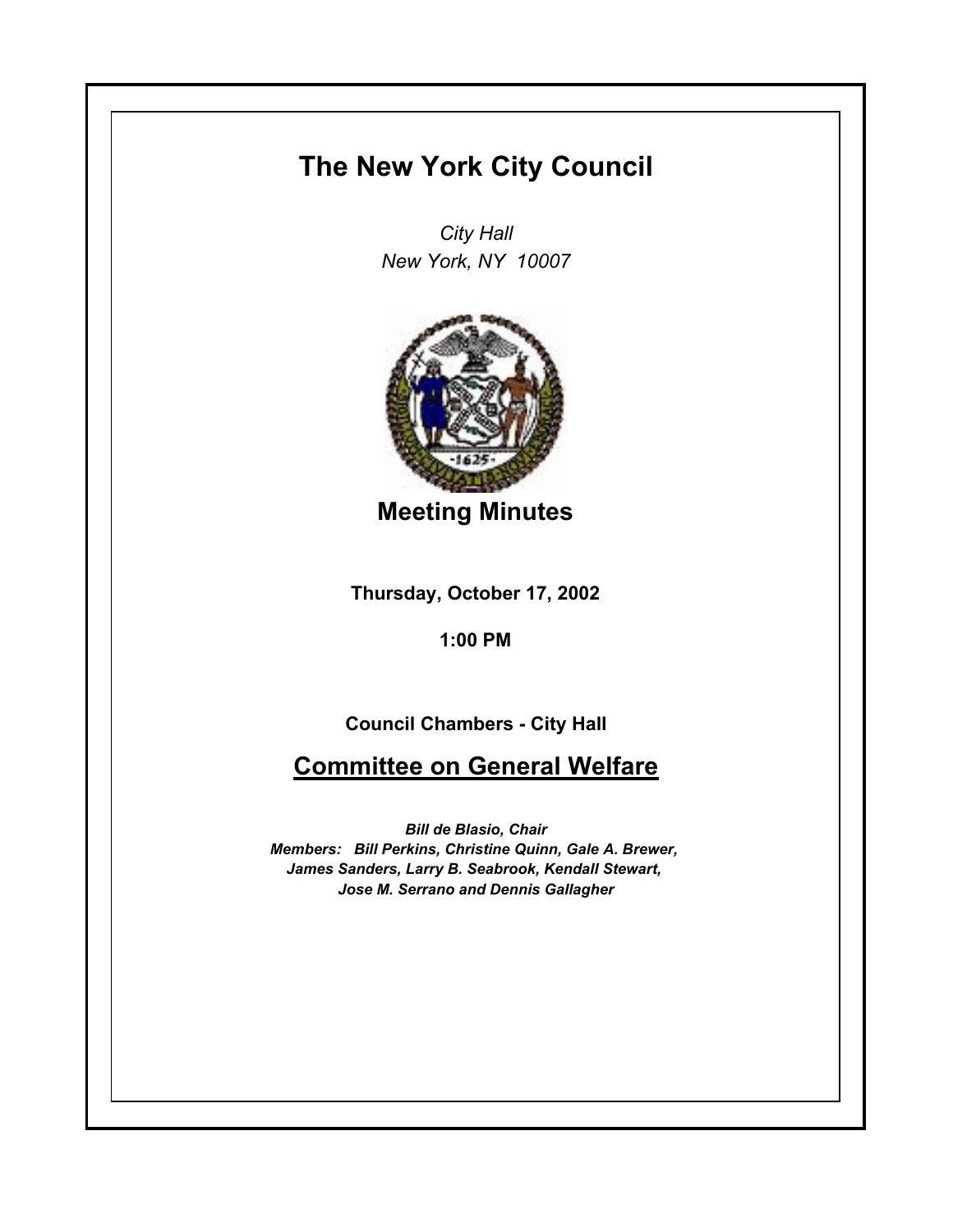# The New York City Council

*City Hall*
*New York, NY 10007*

## Meeting Minutes

**Thursday, October 17, 2002**

**1:00 PM**

**Council Chambers - City Hall**

## Committee on General Welfare

***Bill de Blasio, Chair***
***Members: Bill Perkins, Christine Quinn, Gale A. Brewer, James Sanders, Larry B. Seabrook, Kendall Stewart, Jose M. Serrano and Dennis Gallagher***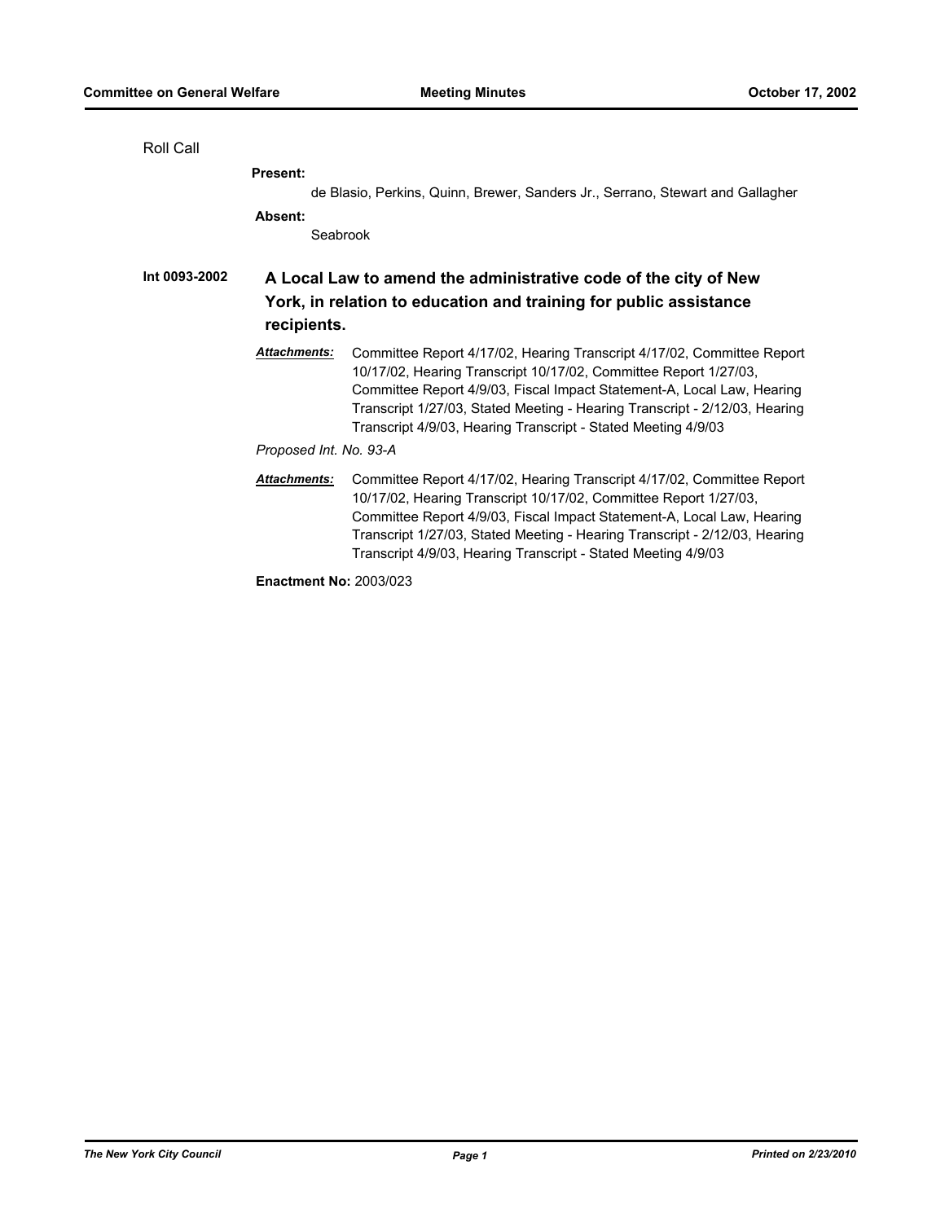Roll Call

**Present:**

de Blasio, Perkins, Quinn, Brewer, Sanders Jr., Serrano, Stewart and Gallagher

**Absent:**

Seabrook

**Int 0093-2002** **A Local Law to amend the administrative code of the city of New York, in relation to education and training for public assistance recipients.**

***Attachments:*** Committee Report 4/17/02, Hearing Transcript 4/17/02, Committee Report 10/17/02, Hearing Transcript 10/17/02, Committee Report 1/27/03, Committee Report 4/9/03, Fiscal Impact Statement-A, Local Law, Hearing Transcript 1/27/03, Stated Meeting - Hearing Transcript - 2/12/03, Hearing Transcript 4/9/03, Hearing Transcript - Stated Meeting 4/9/03

*Proposed Int. No. 93-A*

***Attachments:*** Committee Report 4/17/02, Hearing Transcript 4/17/02, Committee Report 10/17/02, Hearing Transcript 10/17/02, Committee Report 1/27/03, Committee Report 4/9/03, Fiscal Impact Statement-A, Local Law, Hearing Transcript 1/27/03, Stated Meeting - Hearing Transcript - 2/12/03, Hearing Transcript 4/9/03, Hearing Transcript - Stated Meeting 4/9/03

**Enactment No:** 2003/023